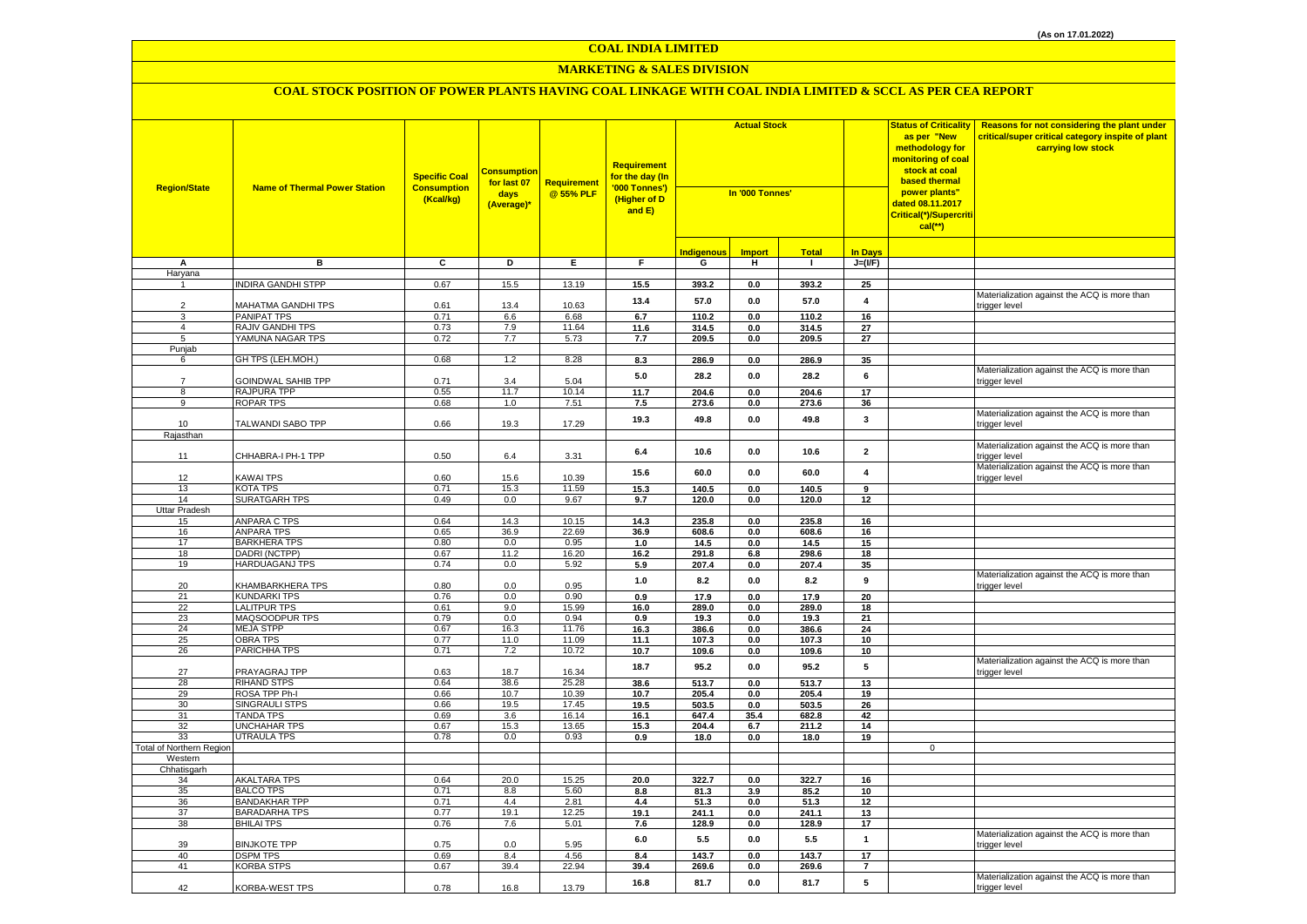(As on 17.01.2022)

# COAL INDIA LIMITED

## MARKETING & SALES DIVISION

### COAL STOCK POSITION OF POWER PLANTS HAVING COAL LINKAGE WITH COAL INDIA LIMITED & SCCL AS PER CEA REPORT

| Region/State | Name of Thermal Power Station | Specific Coal Consumption (Kcal/kg) | Consumption for last 07 days (Average)* | Requirement @ 55% PLF | Requirement for the day (In '000 Tonnes') (Higher of D and E) | Actual Stock In '000 Tonnes' | | | | Status of Criticality as per "New methodology for monitoring of coal stock at coal based thermal power plants" dated 08.11.2017 Critical(*)/Supercritical(**) | Reasons for not considering the plant under critical/super critical category inspite of plant carrying low stock |
|---|---|---|---|---|---|---|---|---|---|---|---|
| | | | | | | Indigenous | Import | Total | In Days | | |
| A | B | C | D | E | F | G | H | I | J=(I/F) | | |
| Haryana | | | | | | | | | | | |
| 1 | INDIRA GANDHI STPP | 0.67 | 15.5 | 13.19 | 15.5 | 393.2 | 0.0 | 393.2 | 25 | | |
| 2 | MAHATMA GANDHI TPS | 0.61 | 13.4 | 10.63 | 13.4 | 57.0 | 0.0 | 57.0 | 4 | | Materialization against the ACQ is more than trigger level |
| 3 | PANIPAT TPS | 0.71 | 6.6 | 6.68 | 6.7 | 110.2 | 0.0 | 110.2 | 16 | | |
| 4 | RAJIV GANDHI TPS | 0.73 | 7.9 | 11.64 | 11.6 | 314.5 | 0.0 | 314.5 | 27 | | |
| 5 | YAMUNA NAGAR TPS | 0.72 | 7.7 | 5.73 | 7.7 | 209.5 | 0.0 | 209.5 | 27 | | |
| Punjab | | | | | | | | | | | |
| 6 | GH TPS (LEH.MOH.) | 0.68 | 1.2 | 8.28 | 8.3 | 286.9 | 0.0 | 286.9 | 35 | | |
| 7 | GOINDWAL SAHIB TPP | 0.71 | 3.4 | 5.04 | 5.0 | 28.2 | 0.0 | 28.2 | 6 | | Materialization against the ACQ is more than trigger level |
| 8 | RAJPURA TPP | 0.55 | 11.7 | 10.14 | 11.7 | 204.6 | 0.0 | 204.6 | 17 | | |
| 9 | ROPAR TPS | 0.68 | 1.0 | 7.51 | 7.5 | 273.6 | 0.0 | 273.6 | 36 | | |
| 10 | TALWANDI SABO TPP | 0.66 | 19.3 | 17.29 | 19.3 | 49.8 | 0.0 | 49.8 | 3 | | Materialization against the ACQ is more than trigger level |
| Rajasthan | | | | | | | | | | | |
| 11 | CHHABRA-I PH-1 TPP | 0.50 | 6.4 | 3.31 | 6.4 | 10.6 | 0.0 | 10.6 | 2 | | Materialization against the ACQ is more than trigger level |
| 12 | KAWAI TPS | 0.60 | 15.6 | 10.39 | 15.6 | 60.0 | 0.0 | 60.0 | 4 | | Materialization against the ACQ is more than trigger level |
| 13 | KOTA TPS | 0.71 | 15.3 | 11.59 | 15.3 | 140.5 | 0.0 | 140.5 | 9 | | |
| 14 | SURATGARH TPS | 0.49 | 0.0 | 9.67 | 9.7 | 120.0 | 0.0 | 120.0 | 12 | | |
| Uttar Pradesh | | | | | | | | | | | |
| 15 | ANPARA C TPS | 0.64 | 14.3 | 10.15 | 14.3 | 235.8 | 0.0 | 235.8 | 16 | | |
| 16 | ANPARA TPS | 0.65 | 36.9 | 22.69 | 36.9 | 608.6 | 0.0 | 608.6 | 16 | | |
| 17 | BARKHERA TPS | 0.80 | 0.0 | 0.95 | 1.0 | 14.5 | 0.0 | 14.5 | 15 | | |
| 18 | DADRI (NCTPP) | 0.67 | 11.2 | 16.20 | 16.2 | 291.8 | 6.8 | 298.6 | 18 | | |
| 19 | HARDUAGANJ TPS | 0.74 | 0.0 | 5.92 | 5.9 | 207.4 | 0.0 | 207.4 | 35 | | |
| 20 | KHAMBARKHERA TPS | 0.80 | 0.0 | 0.95 | 1.0 | 8.2 | 0.0 | 8.2 | 9 | | Materialization against the ACQ is more than trigger level |
| 21 | KUNDARKI TPS | 0.76 | 0.0 | 0.90 | 0.9 | 17.9 | 0.0 | 17.9 | 20 | | |
| 22 | LALITPUR TPS | 0.61 | 9.0 | 15.99 | 16.0 | 289.0 | 0.0 | 289.0 | 18 | | |
| 23 | MAQSOODPUR TPS | 0.79 | 0.0 | 0.94 | 0.9 | 19.3 | 0.0 | 19.3 | 21 | | |
| 24 | MEJA STPP | 0.67 | 16.3 | 11.76 | 16.3 | 386.6 | 0.0 | 386.6 | 24 | | |
| 25 | OBRA TPS | 0.77 | 11.0 | 11.09 | 11.1 | 107.3 | 0.0 | 107.3 | 10 | | |
| 26 | PARICHHA TPS | 0.71 | 7.2 | 10.72 | 10.7 | 109.6 | 0.0 | 109.6 | 10 | | |
| 27 | PRAYAGRAJ TPP | 0.63 | 18.7 | 16.34 | 18.7 | 95.2 | 0.0 | 95.2 | 5 | | Materialization against the ACQ is more than trigger level |
| 28 | RIHAND STPS | 0.64 | 38.6 | 25.28 | 38.6 | 513.7 | 0.0 | 513.7 | 13 | | |
| 29 | ROSA TPP Ph-I | 0.66 | 10.7 | 10.39 | 10.7 | 205.4 | 0.0 | 205.4 | 19 | | |
| 30 | SINGRAULI STPS | 0.66 | 19.5 | 17.45 | 19.5 | 503.5 | 0.0 | 503.5 | 26 | | |
| 31 | TANDA TPS | 0.69 | 3.6 | 16.14 | 16.1 | 647.4 | 35.4 | 682.8 | 42 | | |
| 32 | UNCHAHAR TPS | 0.67 | 15.3 | 13.65 | 15.3 | 204.4 | 6.7 | 211.2 | 14 | | |
| 33 | UTRAULA TPS | 0.78 | 0.0 | 0.93 | 0.9 | 18.0 | 0.0 | 18.0 | 19 | | |
| Total of Northern Region | | | | | | | | | | 0 | |
| Western | | | | | | | | | | | |
| Chhatisgarh | | | | | | | | | | | |
| 34 | AKALTARA TPS | 0.64 | 20.0 | 15.25 | 20.0 | 322.7 | 0.0 | 322.7 | 16 | | |
| 35 | BALCO TPS | 0.71 | 8.8 | 5.60 | 8.8 | 81.3 | 3.9 | 85.2 | 10 | | |
| 36 | BANDAKHAR TPP | 0.71 | 4.4 | 2.81 | 4.4 | 51.3 | 0.0 | 51.3 | 12 | | |
| 37 | BARADARHA TPS | 0.77 | 19.1 | 12.25 | 19.1 | 241.1 | 0.0 | 241.1 | 13 | | |
| 38 | BHILAI TPS | 0.76 | 7.6 | 5.01 | 7.6 | 128.9 | 0.0 | 128.9 | 17 | | |
| 39 | BINJKOTE TPP | 0.75 | 0.0 | 5.95 | 6.0 | 5.5 | 0.0 | 5.5 | 1 | | Materialization against the ACQ is more than trigger level |
| 40 | DSPM TPS | 0.69 | 8.4 | 4.56 | 8.4 | 143.7 | 0.0 | 143.7 | 17 | | |
| 41 | KORBA STPS | 0.67 | 39.4 | 22.94 | 39.4 | 269.6 | 0.0 | 269.6 | 7 | | |
| 42 | KORBA-WEST TPS | 0.78 | 16.8 | 13.79 | 16.8 | 81.7 | 0.0 | 81.7 | 5 | | Materialization against the ACQ is more than trigger level |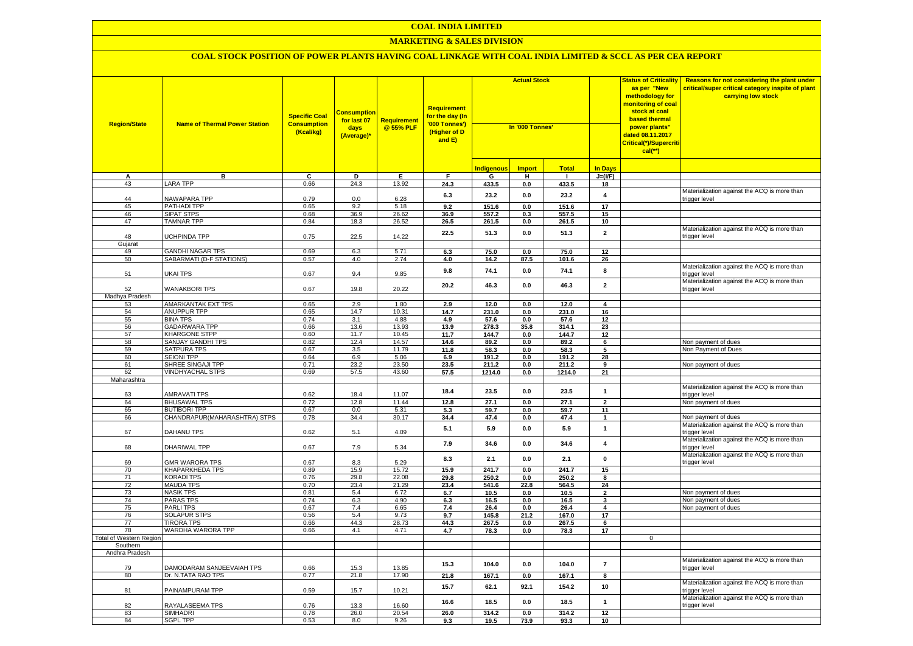# COAL INDIA LIMITED

## MARKETING & SALES DIVISION

### COAL STOCK POSITION OF POWER PLANTS HAVING COAL LINKAGE WITH COAL INDIA LIMITED & SCCL AS PER CEA REPORT

| Region/State | Name of Thermal Power Station | Specific Coal Consumption (Kcal/kg) | Consumption for last 07 days (Average)* | Requirement @ 55% PLF | Requirement for the day (In '000 Tonnes') (Higher of D and E) | Actual Stock In '000 Tonnes' | | | | Status of Criticality as per "New methodology for monitoring of coal stock at coal based thermal power plants" dated 08.11.2017 Critical(*)/Supercritical(**) | Reasons for not considering the plant under critical/super critical category inspite of plant carrying low stock |
|---|---|---|---|---|---|---|---|---|---|---|---|
| | | | | | | Indigenous | Import | Total | In Days | | |
| A | B | C | D | E | F | G | H | I | J=(I/F) | | |
| 43 | LARA TPP | 0.66 | 24.3 | 13.92 | 24.3 | 433.5 | 0.0 | 433.5 | 18 | | |
| 44 | NAWAPARA TPP | 0.79 | 0.0 | 6.28 | 6.3 | 23.2 | 0.0 | 23.2 | 4 | | Materialization against the ACQ is more than trigger level |
| 45 | PATHADI TPP | 0.65 | 9.2 | 5.18 | 9.2 | 151.6 | 0.0 | 151.6 | 17 | | |
| 46 | SIPAT STPS | 0.68 | 36.9 | 26.62 | 36.9 | 557.2 | 0.3 | 557.5 | 15 | | |
| 47 | TAMNAR TPP | 0.84 | 18.3 | 26.52 | 26.5 | 261.5 | 0.0 | 261.5 | 10 | | |
| 48 | UCHPINDA TPP | 0.75 | 22.5 | 14.22 | 22.5 | 51.3 | 0.0 | 51.3 | 2 | | Materialization against the ACQ is more than trigger level |
| Gujarat | | | | | | | | | | | |
| 49 | GANDHI NAGAR TPS | 0.69 | 6.3 | 5.71 | 6.3 | 75.0 | 0.0 | 75.0 | 12 | | |
| 50 | SABARMATI (D-F STATIONS) | 0.57 | 4.0 | 2.74 | 4.0 | 14.2 | 87.5 | 101.6 | 26 | | |
| 51 | UKAI TPS | 0.67 | 9.4 | 9.85 | 9.8 | 74.1 | 0.0 | 74.1 | 8 | | Materialization against the ACQ is more than trigger level |
| 52 | WANAKBORI TPS | 0.67 | 19.8 | 20.22 | 20.2 | 46.3 | 0.0 | 46.3 | 2 | | Materialization against the ACQ is more than trigger level |
| Madhya Pradesh | | | | | | | | | | | |
| 53 | AMARKANTAK EXT TPS | 0.65 | 2.9 | 1.80 | 2.9 | 12.0 | 0.0 | 12.0 | 4 | | |
| 54 | ANUPPUR TPP | 0.65 | 14.7 | 10.31 | 14.7 | 231.0 | 0.0 | 231.0 | 16 | | |
| 55 | BINA TPS | 0.74 | 3.1 | 4.88 | 4.9 | 57.6 | 0.0 | 57.6 | 12 | | |
| 56 | GADARWARA TPP | 0.66 | 13.6 | 13.93 | 13.9 | 278.3 | 35.8 | 314.1 | 23 | | |
| 57 | KHARGONE STPP | 0.60 | 11.7 | 10.45 | 11.7 | 144.7 | 0.0 | 144.7 | 12 | | |
| 58 | SANJAY GANDHI TPS | 0.82 | 12.4 | 14.57 | 14.6 | 89.2 | 0.0 | 89.2 | 6 | | Non payment of dues |
| 59 | SATPURA TPS | 0.67 | 3.5 | 11.79 | 11.8 | 58.3 | 0.0 | 58.3 | 5 | | Non Payment of Dues |
| 60 | SEIONI TPP | 0.64 | 6.9 | 5.06 | 6.9 | 191.2 | 0.0 | 191.2 | 28 | | |
| 61 | SHREE SINGAJI TPP | 0.71 | 23.2 | 23.50 | 23.5 | 211.2 | 0.0 | 211.2 | 9 | | Non payment of dues |
| 62 | VINDHYACHAL STPS | 0.69 | 57.5 | 43.60 | 57.5 | 1214.0 | 0.0 | 1214.0 | 21 | | |
| Maharashtra | | | | | | | | | | | |
| 63 | AMRAVATI TPS | 0.62 | 18.4 | 11.07 | 18.4 | 23.5 | 0.0 | 23.5 | 1 | | Materialization against the ACQ is more than trigger level |
| 64 | BHUSAWAL TPS | 0.72 | 12.8 | 11.44 | 12.8 | 27.1 | 0.0 | 27.1 | 2 | | Non payment of dues |
| 65 | BUTIBORI TPP | 0.67 | 0.0 | 5.31 | 5.3 | 59.7 | 0.0 | 59.7 | 11 | | |
| 66 | CHANDRAPUR(MAHARASHTRA) STPS | 0.78 | 34.4 | 30.17 | 34.4 | 47.4 | 0.0 | 47.4 | 1 | | Non payment of dues |
| 67 | DAHANU TPS | 0.62 | 5.1 | 4.09 | 5.1 | 5.9 | 0.0 | 5.9 | 1 | | Materialization against the ACQ is more than trigger level |
| 68 | DHARIWAL TPP | 0.67 | 7.9 | 5.34 | 7.9 | 34.6 | 0.0 | 34.6 | 4 | | Materialization against the ACQ is more than trigger level |
| 69 | GMR WARORA TPS | 0.67 | 8.3 | 5.29 | 8.3 | 2.1 | 0.0 | 2.1 | 0 | | Materialization against the ACQ is more than trigger level |
| 70 | KHAPARKHEDA TPS | 0.89 | 15.9 | 15.72 | 15.9 | 241.7 | 0.0 | 241.7 | 15 | | |
| 71 | KORADI TPS | 0.76 | 29.8 | 22.08 | 29.8 | 250.2 | 0.0 | 250.2 | 8 | | |
| 72 | MAUDA TPS | 0.70 | 23.4 | 21.29 | 23.4 | 541.6 | 22.8 | 564.5 | 24 | | |
| 73 | NASIK TPS | 0.81 | 5.4 | 6.72 | 6.7 | 10.5 | 0.0 | 10.5 | 2 | | Non payment of dues |
| 74 | PARAS TPS | 0.74 | 6.3 | 4.90 | 6.3 | 16.5 | 0.0 | 16.5 | 3 | | Non payment of dues |
| 75 | PARLI TPS | 0.67 | 7.4 | 6.65 | 7.4 | 26.4 | 0.0 | 26.4 | 4 | | Non payment of dues |
| 76 | SOLAPUR STPS | 0.56 | 5.4 | 9.73 | 9.7 | 145.8 | 21.2 | 167.0 | 17 | | |
| 77 | TIRORA TPS | 0.66 | 44.3 | 28.73 | 44.3 | 267.5 | 0.0 | 267.5 | 6 | | |
| 78 | WARDHA WARORA TPP | 0.66 | 4.1 | 4.71 | 4.7 | 78.3 | 0.0 | 78.3 | 17 | | |
| Total of Western Region | | | | | | | | | | 0 | |
| Southern | | | | | | | | | | | |
| Andhra Pradesh | | | | | | | | | | | |
| 79 | DAMODARAM SANJEEVAIAH TPS | 0.66 | 15.3 | 13.85 | 15.3 | 104.0 | 0.0 | 104.0 | 7 | | Materialization against the ACQ is more than trigger level |
| 80 | Dr. N.TATA RAO TPS | 0.77 | 21.8 | 17.90 | 21.8 | 167.1 | 0.0 | 167.1 | 8 | | |
| 81 | PAINAMPURAM TPP | 0.59 | 15.7 | 10.21 | 15.7 | 62.1 | 92.1 | 154.2 | 10 | | Materialization against the ACQ is more than trigger level |
| 82 | RAYALASEEMA TPS | 0.76 | 13.3 | 16.60 | 16.6 | 18.5 | 0.0 | 18.5 | 1 | | Materialization against the ACQ is more than trigger level |
| 83 | SIMHADRI | 0.78 | 26.0 | 20.54 | 26.0 | 314.2 | 0.0 | 314.2 | 12 | | |
| 84 | SGPL TPP | 0.53 | 8.0 | 9.26 | 9.3 | 19.5 | 73.9 | 93.3 | 10 | | |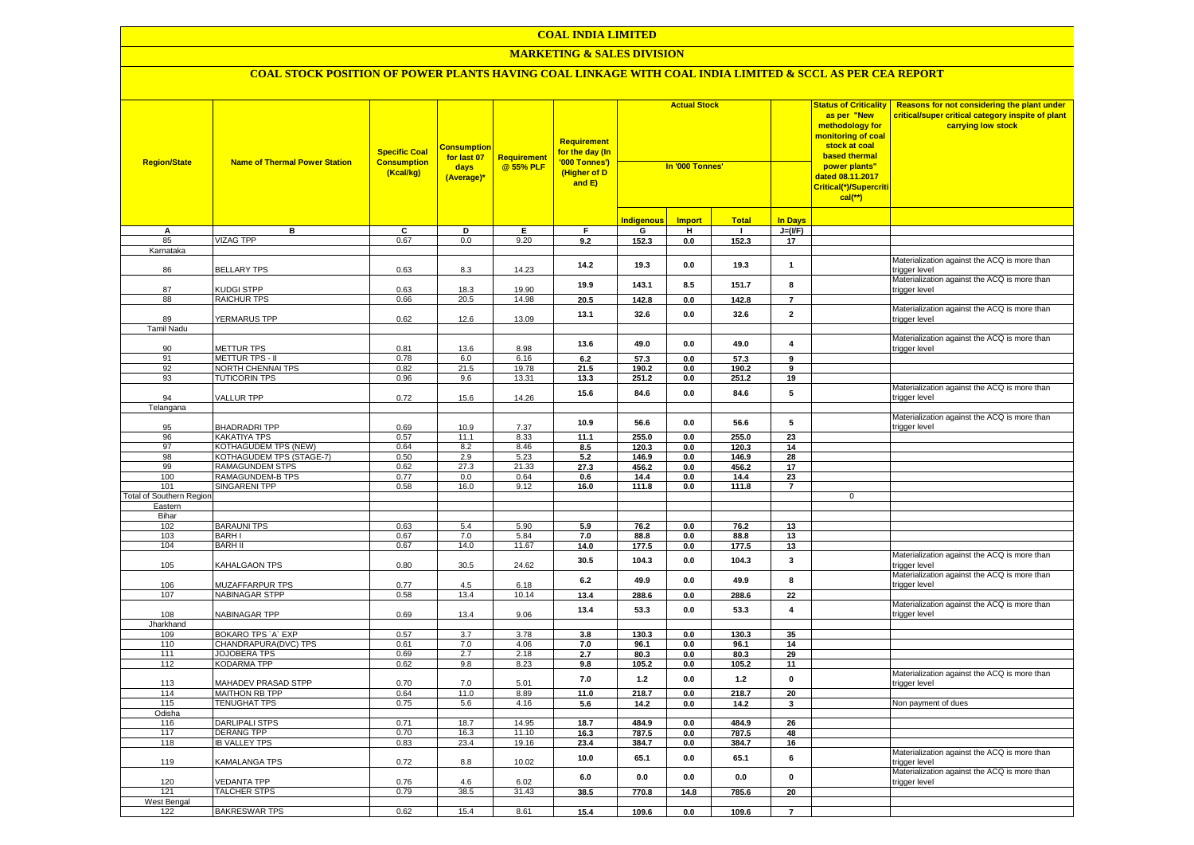# COAL INDIA LIMITED

## MARKETING & SALES DIVISION

### COAL STOCK POSITION OF POWER PLANTS HAVING COAL LINKAGE WITH COAL INDIA LIMITED & SCCL AS PER CEA REPORT

| Region/State | Name of Thermal Power Station | Specific Coal Consumption (Kcal/kg) | Consumption for last 07 days (Average)* | Requirement @ 55% PLF | Requirement for the day (In '000 Tonnes') (Higher of D and E) | Actual Stock In '000 Tonnes' | | | | Status of Criticality as per "New methodology for monitoring of coal stock at coal based thermal power plants" dated 08.11.2017 Critical(*)/Supercritical(**) | Reasons for not considering the plant under critical/super critical category inspite of plant carrying low stock |
|---|---|---|---|---|---|---|---|---|---|---|---|
| | | | | | | Indigenous | Import | Total | In Days | | |
| A | B | C | D | E | F | G | H | I | J=(I/F) | | |
| 85 | VIZAG TPP | 0.67 | 0.0 | 9.20 | 9.2 | 152.3 | 0.0 | 152.3 | 17 | | |
| Karnataka | | | | | | | | | | | |
| 86 | BELLARY TPS | 0.63 | 8.3 | 14.23 | 14.2 | 19.3 | 0.0 | 19.3 | 1 | | Materialization against the ACQ is more than trigger level |
| 87 | KUDGI STPP | 0.63 | 18.3 | 19.90 | 19.9 | 143.1 | 8.5 | 151.7 | 8 | | Materialization against the ACQ is more than trigger level |
| 88 | RAICHUR TPS | 0.66 | 20.5 | 14.98 | 20.5 | 142.8 | 0.0 | 142.8 | 7 | | |
| 89 | YERMARUS TPP | 0.62 | 12.6 | 13.09 | 13.1 | 32.6 | 0.0 | 32.6 | 2 | | Materialization against the ACQ is more than trigger level |
| Tamil Nadu | | | | | | | | | | | |
| 90 | METTUR TPS | 0.81 | 13.6 | 8.98 | 13.6 | 49.0 | 0.0 | 49.0 | 4 | | Materialization against the ACQ is more than trigger level |
| 91 | METTUR TPS - II | 0.78 | 6.0 | 6.16 | 6.2 | 57.3 | 0.0 | 57.3 | 9 | | |
| 92 | NORTH CHENNAI TPS | 0.82 | 21.5 | 19.78 | 21.5 | 190.2 | 0.0 | 190.2 | 9 | | |
| 93 | TUTICORIN TPS | 0.96 | 9.6 | 13.31 | 13.3 | 251.2 | 0.0 | 251.2 | 19 | | |
| 94 | VALLUR TPP | 0.72 | 15.6 | 14.26 | 15.6 | 84.6 | 0.0 | 84.6 | 5 | | Materialization against the ACQ is more than trigger level |
| Telangana | | | | | | | | | | | |
| 95 | BHADRADRI TPP | 0.69 | 10.9 | 7.37 | 10.9 | 56.6 | 0.0 | 56.6 | 5 | | Materialization against the ACQ is more than trigger level |
| 96 | KAKATIYA TPS | 0.57 | 11.1 | 8.33 | 11.1 | 255.0 | 0.0 | 255.0 | 23 | | |
| 97 | KOTHAGUDEM TPS (NEW) | 0.64 | 8.2 | 8.46 | 8.5 | 120.3 | 0.0 | 120.3 | 14 | | |
| 98 | KOTHAGUDEM TPS (STAGE-7) | 0.50 | 2.9 | 5.23 | 5.2 | 146.9 | 0.0 | 146.9 | 28 | | |
| 99 | RAMAGUNDEM STPS | 0.62 | 27.3 | 21.33 | 27.3 | 456.2 | 0.0 | 456.2 | 17 | | |
| 100 | RAMAGUNDEM-B TPS | 0.77 | 0.0 | 0.64 | 0.6 | 14.4 | 0.0 | 14.4 | 23 | | |
| 101 | SINGARENI TPP | 0.58 | 16.0 | 9.12 | 16.0 | 111.8 | 0.0 | 111.8 | 7 | | |
| Total of Southern Region | | | | | | | | | | 0 | |
| Eastern | | | | | | | | | | | |
| Bihar | | | | | | | | | | | |
| 102 | BARAUNI TPS | 0.63 | 5.4 | 5.90 | 5.9 | 76.2 | 0.0 | 76.2 | 13 | | |
| 103 | BARH I | 0.67 | 7.0 | 5.84 | 7.0 | 88.8 | 0.0 | 88.8 | 13 | | |
| 104 | BARH II | 0.67 | 14.0 | 11.67 | 14.0 | 177.5 | 0.0 | 177.5 | 13 | | |
| 105 | KAHALGAON TPS | 0.80 | 30.5 | 24.62 | 30.5 | 104.3 | 0.0 | 104.3 | 3 | | Materialization against the ACQ is more than trigger level |
| 106 | MUZAFFARPUR TPS | 0.77 | 4.5 | 6.18 | 6.2 | 49.9 | 0.0 | 49.9 | 8 | | Materialization against the ACQ is more than trigger level |
| 107 | NABINAGAR STPP | 0.58 | 13.4 | 10.14 | 13.4 | 288.6 | 0.0 | 288.6 | 22 | | |
| 108 | NABINAGAR TPP | 0.69 | 13.4 | 9.06 | 13.4 | 53.3 | 0.0 | 53.3 | 4 | | Materialization against the ACQ is more than trigger level |
| Jharkhand | | | | | | | | | | | |
| 109 | BOKARO TPS `A` EXP | 0.57 | 3.7 | 3.78 | 3.8 | 130.3 | 0.0 | 130.3 | 35 | | |
| 110 | CHANDRAPURA(DVC) TPS | 0.61 | 7.0 | 4.06 | 7.0 | 96.1 | 0.0 | 96.1 | 14 | | |
| 111 | JOJOBERA TPS | 0.69 | 2.7 | 2.18 | 2.7 | 80.3 | 0.0 | 80.3 | 29 | | |
| 112 | KODARMA TPP | 0.62 | 9.8 | 8.23 | 9.8 | 105.2 | 0.0 | 105.2 | 11 | | |
| 113 | MAHADEV PRASAD STPP | 0.70 | 7.0 | 5.01 | 7.0 | 1.2 | 0.0 | 1.2 | 0 | | Materialization against the ACQ is more than trigger level |
| 114 | MAITHON RB TPP | 0.64 | 11.0 | 8.89 | 11.0 | 218.7 | 0.0 | 218.7 | 20 | | |
| 115 | TENUGHAT TPS | 0.75 | 5.6 | 4.16 | 5.6 | 14.2 | 0.0 | 14.2 | 3 | | Non payment of dues |
| Odisha | | | | | | | | | | | |
| 116 | DARLIPALI STPS | 0.71 | 18.7 | 14.95 | 18.7 | 484.9 | 0.0 | 484.9 | 26 | | |
| 117 | DERANG TPP | 0.70 | 16.3 | 11.10 | 16.3 | 787.5 | 0.0 | 787.5 | 48 | | |
| 118 | IB VALLEY TPS | 0.83 | 23.4 | 19.16 | 23.4 | 384.7 | 0.0 | 384.7 | 16 | | |
| 119 | KAMALANGA TPS | 0.72 | 8.8 | 10.02 | 10.0 | 65.1 | 0.0 | 65.1 | 6 | | Materialization against the ACQ is more than trigger level |
| 120 | VEDANTA TPP | 0.76 | 4.6 | 6.02 | 6.0 | 0.0 | 0.0 | 0.0 | 0 | | Materialization against the ACQ is more than trigger level |
| 121 | TALCHER STPS | 0.79 | 38.5 | 31.43 | 38.5 | 770.8 | 14.8 | 785.6 | 20 | | |
| West Bengal | | | | | | | | | | | |
| 122 | BAKRESWAR TPS | 0.62 | 15.4 | 8.61 | 15.4 | 109.6 | 0.0 | 109.6 | 7 | | |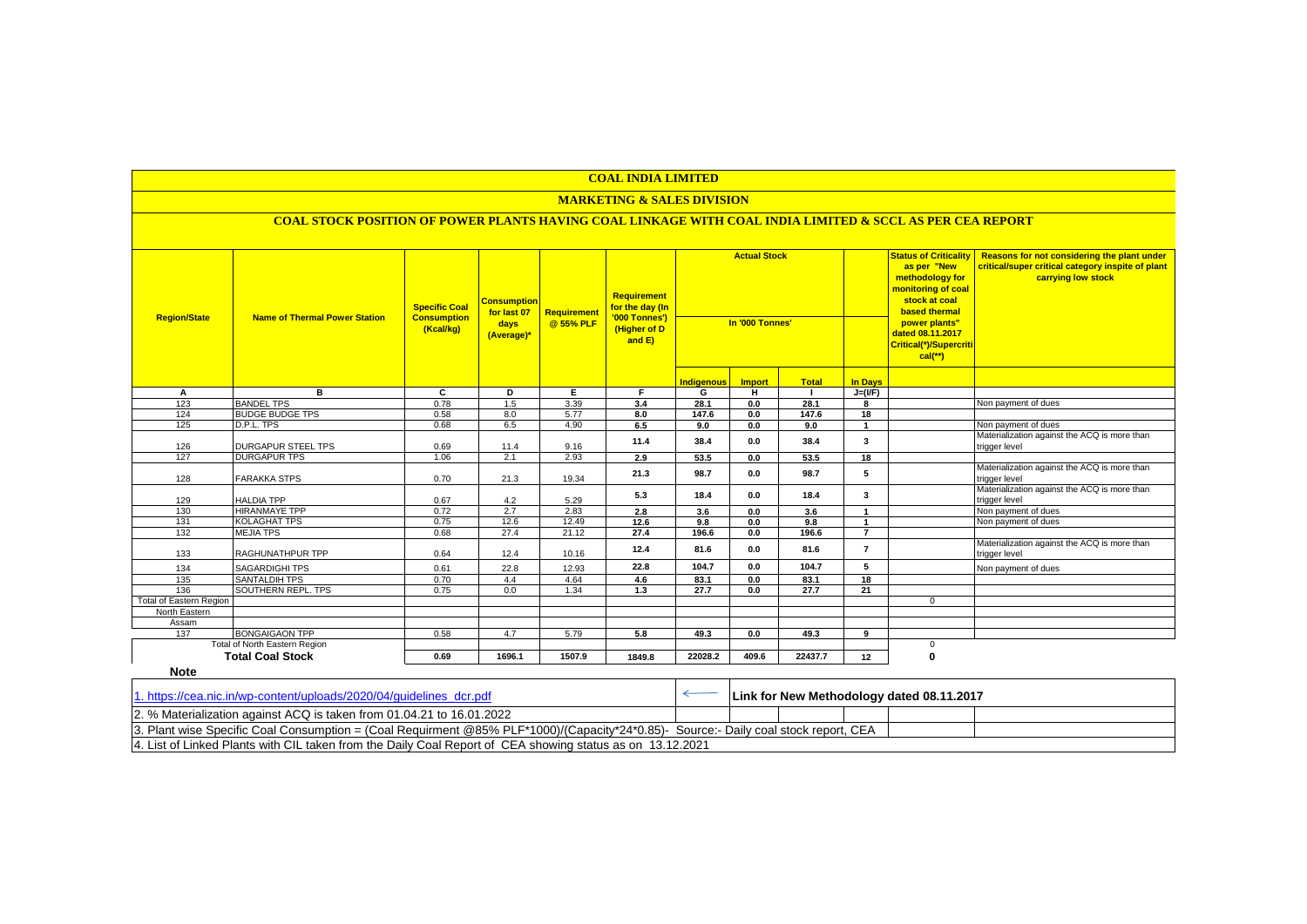# COAL INDIA LIMITED

## MARKETING & SALES DIVISION

### COAL STOCK POSITION OF POWER PLANTS HAVING COAL LINKAGE WITH COAL INDIA LIMITED & SCCL AS PER CEA REPORT

| Region/State | Name of Thermal Power Station | Specific Coal Consumption (Kcal/kg) | Consumption for last 07 days (Average)* | Requirement @ 55% PLF | Requirement for the day (In '000 Tonnes') (Higher of D and E) | Actual Stock In '000 Tonnes' | | | | Status of Criticality as per "New methodology for monitoring of coal stock at coal based thermal power plants" dated 08.11.2017 Critical(*)/Supercritical(**) | Reasons for not considering the plant under critical/super critical category inspite of plant carrying low stock |
|---|---|---|---|---|---|---|---|---|---|---|---|
| | | | | | | Indigenous | Import | Total | In Days | | |
| A | B | C | D | E | F | G | H | I | J=(I/F) | | |
| 123 | BANDEL TPS | 0.78 | 1.5 | 3.39 | 3.4 | 28.1 | 0.0 | 28.1 | 8 | | Non payment of dues |
| 124 | BUDGE BUDGE TPS | 0.58 | 8.0 | 5.77 | 8.0 | 147.6 | 0.0 | 147.6 | 18 | | |
| 125 | D.P.L. TPS | 0.68 | 6.5 | 4.90 | 6.5 | 9.0 | 0.0 | 9.0 | 1 | | Non payment of dues |
| 126 | DURGAPUR STEEL TPS | 0.69 | 11.4 | 9.16 | 11.4 | 38.4 | 0.0 | 38.4 | 3 | | Materialization against the ACQ is more than trigger level |
| 127 | DURGAPUR TPS | 1.06 | 2.1 | 2.93 | 2.9 | 53.5 | 0.0 | 53.5 | 18 | | |
| 128 | FARAKKA STPS | 0.70 | 21.3 | 19.34 | 21.3 | 98.7 | 0.0 | 98.7 | 5 | | Materialization against the ACQ is more than trigger level |
| 129 | HALDIA TPP | 0.67 | 4.2 | 5.29 | 5.3 | 18.4 | 0.0 | 18.4 | 3 | | Materialization against the ACQ is more than trigger level |
| 130 | HIRANMAYE TPP | 0.72 | 2.7 | 2.83 | 2.8 | 3.6 | 0.0 | 3.6 | 1 | | Non payment of dues |
| 131 | KOLAGHAT TPS | 0.75 | 12.6 | 12.49 | 12.6 | 9.8 | 0.0 | 9.8 | 1 | | Non payment of dues |
| 132 | MEJIA TPS | 0.68 | 27.4 | 21.12 | 27.4 | 196.6 | 0.0 | 196.6 | 7 | | |
| 133 | RAGHUNATHPUR TPP | 0.64 | 12.4 | 10.16 | 12.4 | 81.6 | 0.0 | 81.6 | 7 | | Materialization against the ACQ is more than trigger level |
| 134 | SAGARDIGHI TPS | 0.61 | 22.8 | 12.93 | 22.8 | 104.7 | 0.0 | 104.7 | 5 | | Non payment of dues |
| 135 | SANTALDIH TPS | 0.70 | 4.4 | 4.64 | 4.6 | 83.1 | 0.0 | 83.1 | 18 | | |
| 136 | SOUTHERN REPL. TPS | 0.75 | 0.0 | 1.34 | 1.3 | 27.7 | 0.0 | 27.7 | 21 | | |
| Total of Eastern Region | | | | | | | | | | 0 | |
| North Eastern | | | | | | | | | | | |
| Assam | | | | | | | | | | | |
| 137 | BONGAIGAON TPP | 0.58 | 4.7 | 5.79 | 5.8 | 49.3 | 0.0 | 49.3 | 9 | | |
| Total of North Eastern Region | | | | | | | | | | 0 | |
| **Total Coal Stock** | | 0.69 | 1696.1 | 1507.9 | 1849.8 | 22028.2 | 409.6 | 22437.7 | 12 | 0 | |

**Note**

1. https://cea.nic.in/wp-content/uploads/2020/04/guidelines_dcr.pdf ← Link for New Methodology dated 08.11.2017
2. % Materialization against ACQ is taken from 01.04.21 to 16.01.2022
3. Plant wise Specific Coal Consumption = (Coal Requirment @85% PLF*1000)/(Capacity*24*0.85)- Source:- Daily coal stock report, CEA
4. List of Linked Plants with CIL taken from the Daily Coal Report of CEA showing status as on 13.12.2021